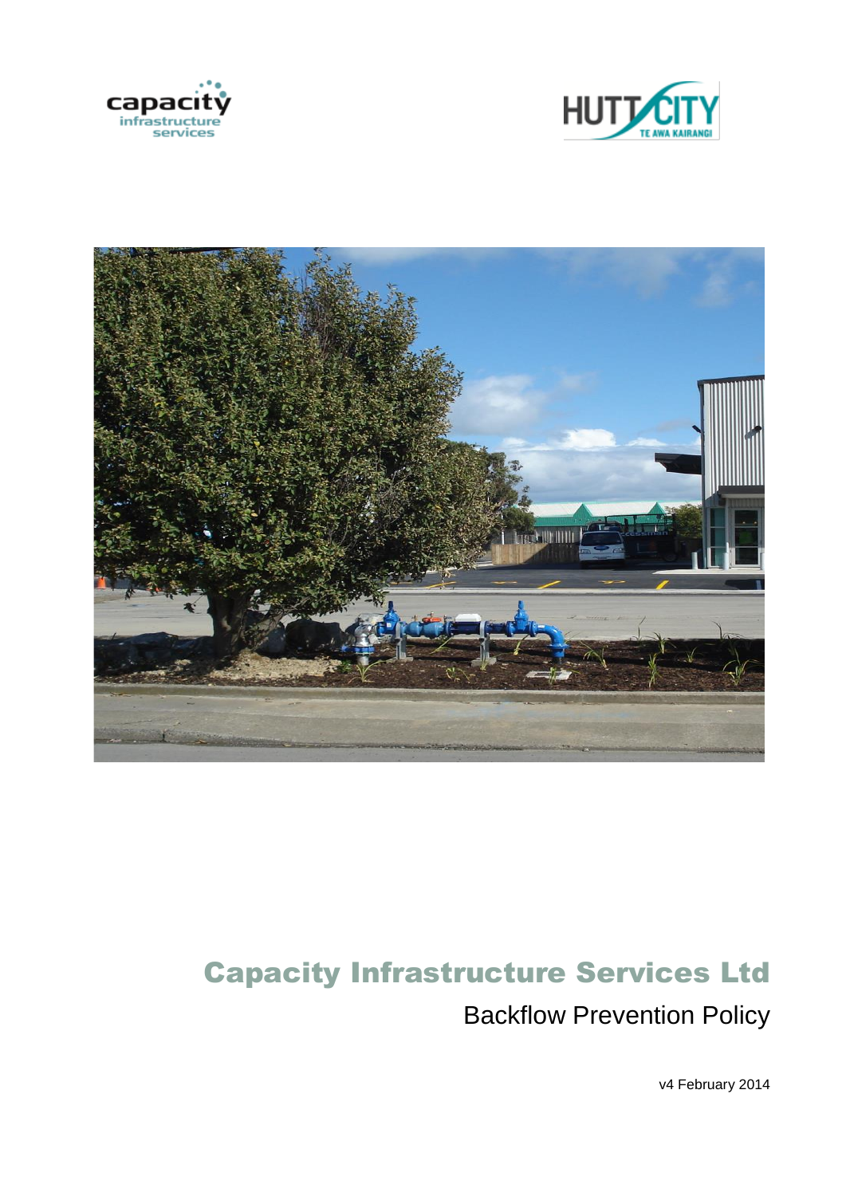# Capacity Infrastructure Services Ltd

## Backflow Prevention Policy

v4 February 2014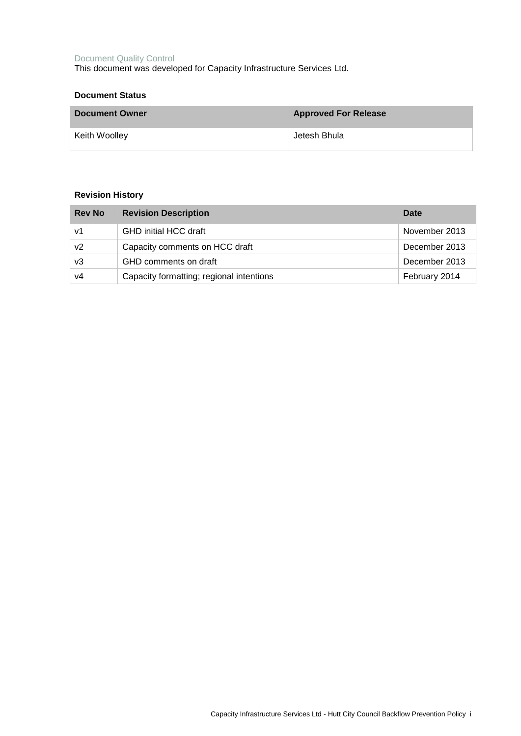Document Quality Control

This document was developed for Capacity Infrastructure Services Ltd.

**Document Status**

| Document Owner | Approved For Release |
|---|---|
| Keith Woolley | Jetesh Bhula |

**Revision History**

| Rev No | Revision Description | Date |
|---|---|---|
| v1 | GHD initial HCC draft | November 2013 |
| v2 | Capacity comments on HCC draft | December 2013 |
| v3 | GHD comments on draft | December 2013 |
| v4 | Capacity formatting; regional intentions | February 2014 |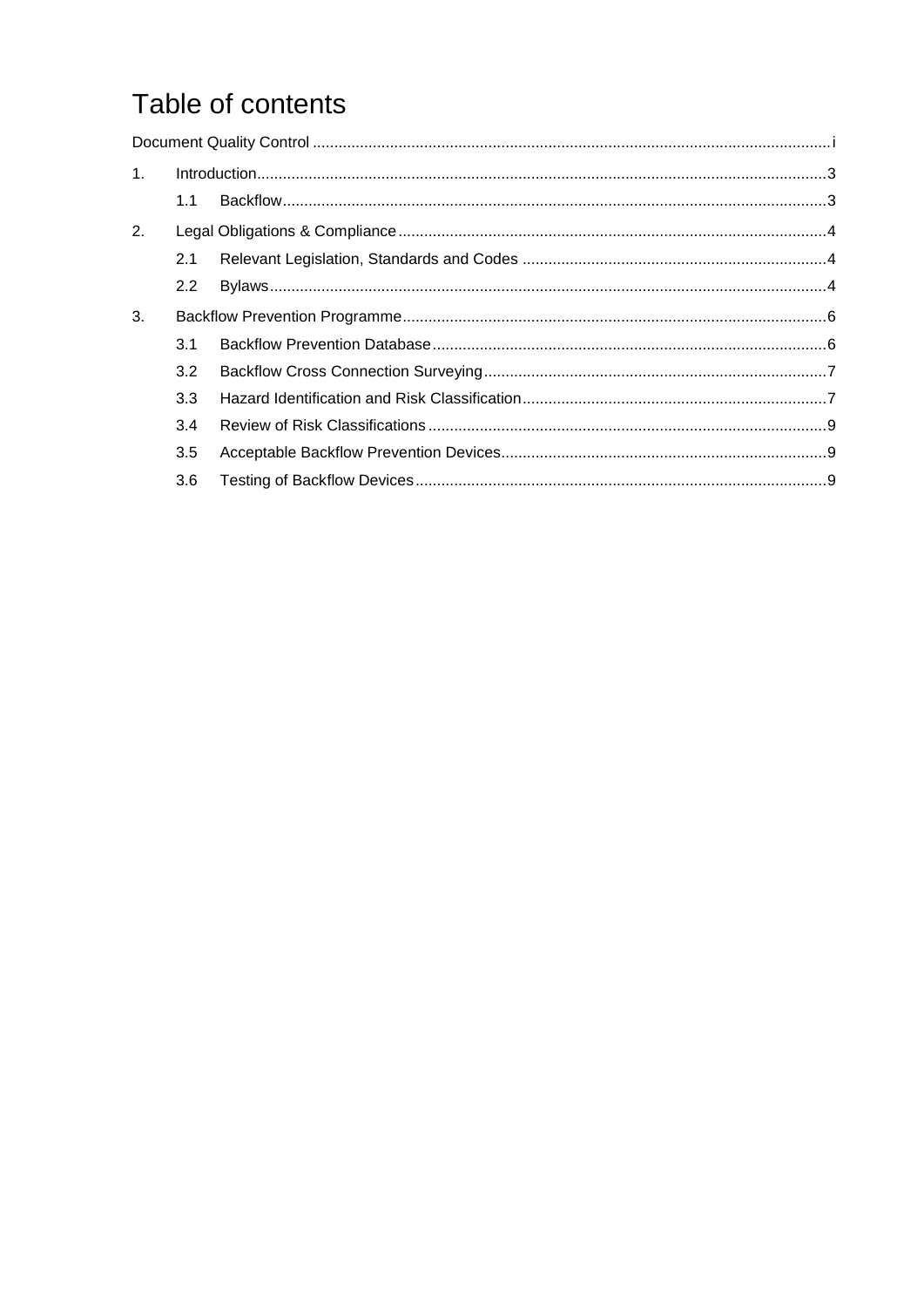# Table of contents

Document Quality Control ........ i

1. Introduction ........ 3
   - 1.1 Backflow ........ 3
2. Legal Obligations & Compliance ........ 4
   - 2.1 Relevant Legislation, Standards and Codes ........ 4
   - 2.2 Bylaws ........ 4
3. Backflow Prevention Programme ........ 6
   - 3.1 Backflow Prevention Database ........ 6
   - 3.2 Backflow Cross Connection Surveying ........ 7
   - 3.3 Hazard Identification and Risk Classification ........ 7
   - 3.4 Review of Risk Classifications ........ 9
   - 3.5 Acceptable Backflow Prevention Devices ........ 9
   - 3.6 Testing of Backflow Devices ........ 9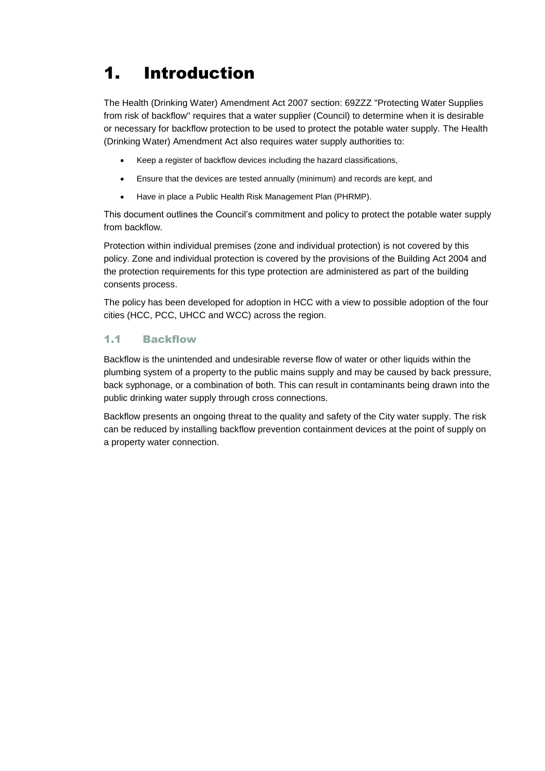# 1. Introduction

The Health (Drinking Water) Amendment Act 2007 section: 69ZZZ "Protecting Water Supplies from risk of backflow" requires that a water supplier (Council) to determine when it is desirable or necessary for backflow protection to be used to protect the potable water supply. The Health (Drinking Water) Amendment Act also requires water supply authorities to:

- Keep a register of backflow devices including the hazard classifications,
- Ensure that the devices are tested annually (minimum) and records are kept, and
- Have in place a Public Health Risk Management Plan (PHRMP).

This document outlines the Council's commitment and policy to protect the potable water supply from backflow.

Protection within individual premises (zone and individual protection) is not covered by this policy. Zone and individual protection is covered by the provisions of the Building Act 2004 and the protection requirements for this type protection are administered as part of the building consents process.

The policy has been developed for adoption in HCC with a view to possible adoption of the four cities (HCC, PCC, UHCC and WCC) across the region.

## 1.1 Backflow

Backflow is the unintended and undesirable reverse flow of water or other liquids within the plumbing system of a property to the public mains supply and may be caused by back pressure, back syphonage, or a combination of both. This can result in contaminants being drawn into the public drinking water supply through cross connections.

Backflow presents an ongoing threat to the quality and safety of the City water supply. The risk can be reduced by installing backflow prevention containment devices at the point of supply on a property water connection.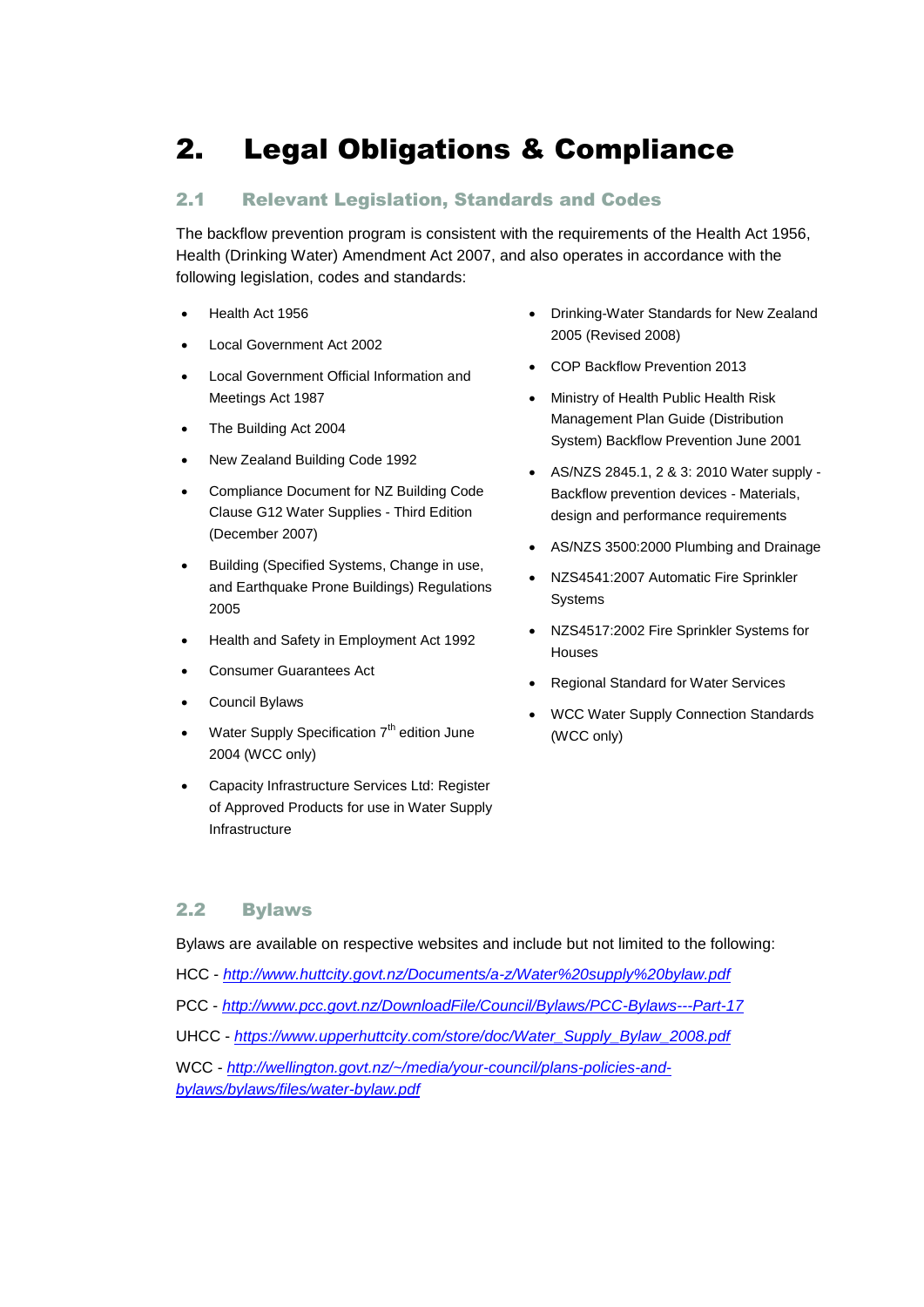# 2. Legal Obligations & Compliance

## 2.1 Relevant Legislation, Standards and Codes

The backflow prevention program is consistent with the requirements of the Health Act 1956, Health (Drinking Water) Amendment Act 2007, and also operates in accordance with the following legislation, codes and standards:

- Health Act 1956
- Local Government Act 2002
- Local Government Official Information and Meetings Act 1987
- The Building Act 2004
- New Zealand Building Code 1992
- Compliance Document for NZ Building Code Clause G12 Water Supplies - Third Edition (December 2007)
- Building (Specified Systems, Change in use, and Earthquake Prone Buildings) Regulations 2005
- Health and Safety in Employment Act 1992
- Consumer Guarantees Act
- Council Bylaws
- Water Supply Specification 7th edition June 2004 (WCC only)
- Capacity Infrastructure Services Ltd: Register of Approved Products for use in Water Supply Infrastructure
- Drinking-Water Standards for New Zealand 2005 (Revised 2008)
- COP Backflow Prevention 2013
- Ministry of Health Public Health Risk Management Plan Guide (Distribution System) Backflow Prevention June 2001
- AS/NZS 2845.1, 2 & 3: 2010 Water supply - Backflow prevention devices - Materials, design and performance requirements
- AS/NZS 3500:2000 Plumbing and Drainage
- NZS4541:2007 Automatic Fire Sprinkler Systems
- NZS4517:2002 Fire Sprinkler Systems for Houses
- Regional Standard for Water Services
- WCC Water Supply Connection Standards (WCC only)

## 2.2 Bylaws

Bylaws are available on respective websites and include but not limited to the following:

HCC - *http://www.huttcity.govt.nz/Documents/a-z/Water%20supply%20bylaw.pdf*

PCC - *http://www.pcc.govt.nz/DownloadFile/Council/Bylaws/PCC-Bylaws---Part-17*

UHCC - *https://www.upperhuttcity.com/store/doc/Water_Supply_Bylaw_2008.pdf*

WCC - *http://wellington.govt.nz/~/media/your-council/plans-policies-and-bylaws/bylaws/files/water-bylaw.pdf*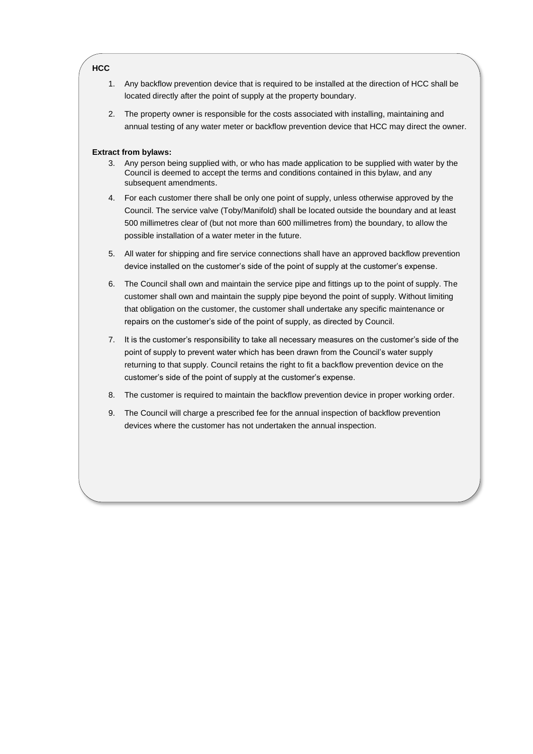**HCC**

1. Any backflow prevention device that is required to be installed at the direction of HCC shall be located directly after the point of supply at the property boundary.
2. The property owner is responsible for the costs associated with installing, maintaining and annual testing of any water meter or backflow prevention device that HCC may direct the owner.

**Extract from bylaws:**

3. Any person being supplied with, or who has made application to be supplied with water by the Council is deemed to accept the terms and conditions contained in this bylaw, and any subsequent amendments.
4. For each customer there shall be only one point of supply, unless otherwise approved by the Council. The service valve (Toby/Manifold) shall be located outside the boundary and at least 500 millimetres clear of (but not more than 600 millimetres from) the boundary, to allow the possible installation of a water meter in the future.
5. All water for shipping and fire service connections shall have an approved backflow prevention device installed on the customer's side of the point of supply at the customer's expense.
6. The Council shall own and maintain the service pipe and fittings up to the point of supply. The customer shall own and maintain the supply pipe beyond the point of supply. Without limiting that obligation on the customer, the customer shall undertake any specific maintenance or repairs on the customer's side of the point of supply, as directed by Council.
7. It is the customer's responsibility to take all necessary measures on the customer's side of the point of supply to prevent water which has been drawn from the Council's water supply returning to that supply. Council retains the right to fit a backflow prevention device on the customer's side of the point of supply at the customer's expense.
8. The customer is required to maintain the backflow prevention device in proper working order.
9. The Council will charge a prescribed fee for the annual inspection of backflow prevention devices where the customer has not undertaken the annual inspection.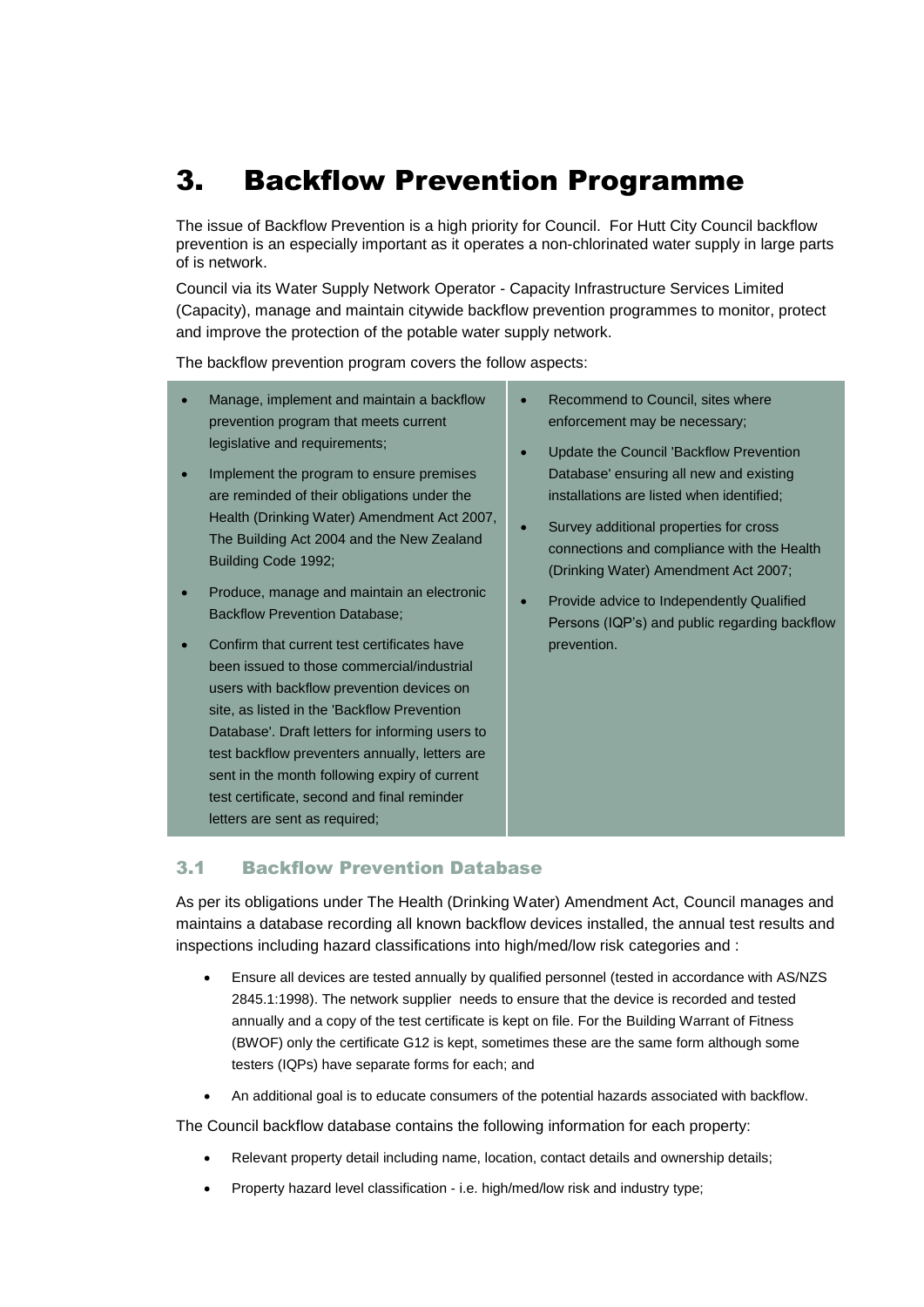# 3. Backflow Prevention Programme

The issue of Backflow Prevention is a high priority for Council. For Hutt City Council backflow prevention is an especially important as it operates a non-chlorinated water supply in large parts of is network.

Council via its Water Supply Network Operator - Capacity Infrastructure Services Limited (Capacity), manage and maintain citywide backflow prevention programmes to monitor, protect and improve the protection of the potable water supply network.

The backflow prevention program covers the follow aspects:

- Manage, implement and maintain a backflow prevention program that meets current legislative and requirements;
- Implement the program to ensure premises are reminded of their obligations under the Health (Drinking Water) Amendment Act 2007, The Building Act 2004 and the New Zealand Building Code 1992;
- Produce, manage and maintain an electronic Backflow Prevention Database;
- Confirm that current test certificates have been issued to those commercial/industrial users with backflow prevention devices on site, as listed in the 'Backflow Prevention Database'. Draft letters for informing users to test backflow preventers annually, letters are sent in the month following expiry of current test certificate, second and final reminder letters are sent as required;
- Recommend to Council, sites where enforcement may be necessary;
- Update the Council 'Backflow Prevention Database' ensuring all new and existing installations are listed when identified;
- Survey additional properties for cross connections and compliance with the Health (Drinking Water) Amendment Act 2007;
- Provide advice to Independently Qualified Persons (IQP's) and public regarding backflow prevention.

## 3.1 Backflow Prevention Database

As per its obligations under The Health (Drinking Water) Amendment Act, Council manages and maintains a database recording all known backflow devices installed, the annual test results and inspections including hazard classifications into high/med/low risk categories and :

- Ensure all devices are tested annually by qualified personnel (tested in accordance with AS/NZS 2845.1:1998). The network supplier needs to ensure that the device is recorded and tested annually and a copy of the test certificate is kept on file. For the Building Warrant of Fitness (BWOF) only the certificate G12 is kept, sometimes these are the same form although some testers (IQPs) have separate forms for each; and
- An additional goal is to educate consumers of the potential hazards associated with backflow.

The Council backflow database contains the following information for each property:

- Relevant property detail including name, location, contact details and ownership details;
- Property hazard level classification - i.e. high/med/low risk and industry type;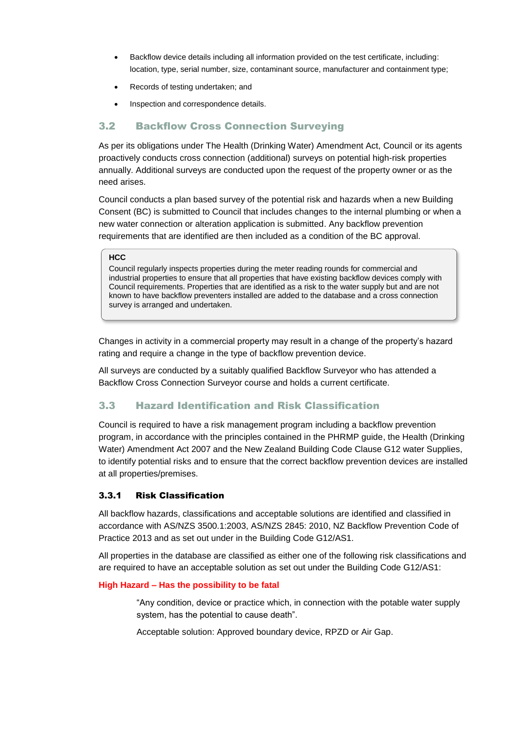- Backflow device details including all information provided on the test certificate, including: location, type, serial number, size, contaminant source, manufacturer and containment type;
- Records of testing undertaken; and
- Inspection and correspondence details.

## 3.2 Backflow Cross Connection Surveying

As per its obligations under The Health (Drinking Water) Amendment Act, Council or its agents proactively conducts cross connection (additional) surveys on potential high-risk properties annually. Additional surveys are conducted upon the request of the property owner or as the need arises.

Council conducts a plan based survey of the potential risk and hazards when a new Building Consent (BC) is submitted to Council that includes changes to the internal plumbing or when a new water connection or alteration application is submitted. Any backflow prevention requirements that are identified are then included as a condition of the BC approval.

> **HCC**
> Council regularly inspects properties during the meter reading rounds for commercial and industrial properties to ensure that all properties that have existing backflow devices comply with Council requirements. Properties that are identified as a risk to the water supply but and are not known to have backflow preventers installed are added to the database and a cross connection survey is arranged and undertaken.

Changes in activity in a commercial property may result in a change of the property's hazard rating and require a change in the type of backflow prevention device.

All surveys are conducted by a suitably qualified Backflow Surveyor who has attended a Backflow Cross Connection Surveyor course and holds a current certificate.

## 3.3 Hazard Identification and Risk Classification

Council is required to have a risk management program including a backflow prevention program, in accordance with the principles contained in the PHRMP guide, the Health (Drinking Water) Amendment Act 2007 and the New Zealand Building Code Clause G12 water Supplies, to identify potential risks and to ensure that the correct backflow prevention devices are installed at all properties/premises.

### 3.3.1 Risk Classification

All backflow hazards, classifications and acceptable solutions are identified and classified in accordance with AS/NZS 3500.1:2003, AS/NZS 2845: 2010, NZ Backflow Prevention Code of Practice 2013 and as set out under in the Building Code G12/AS1.

All properties in the database are classified as either one of the following risk classifications and are required to have an acceptable solution as set out under the Building Code G12/AS1:

**High Hazard – Has the possibility to be fatal**

"Any condition, device or practice which, in connection with the potable water supply system, has the potential to cause death".

Acceptable solution: Approved boundary device, RPZD or Air Gap.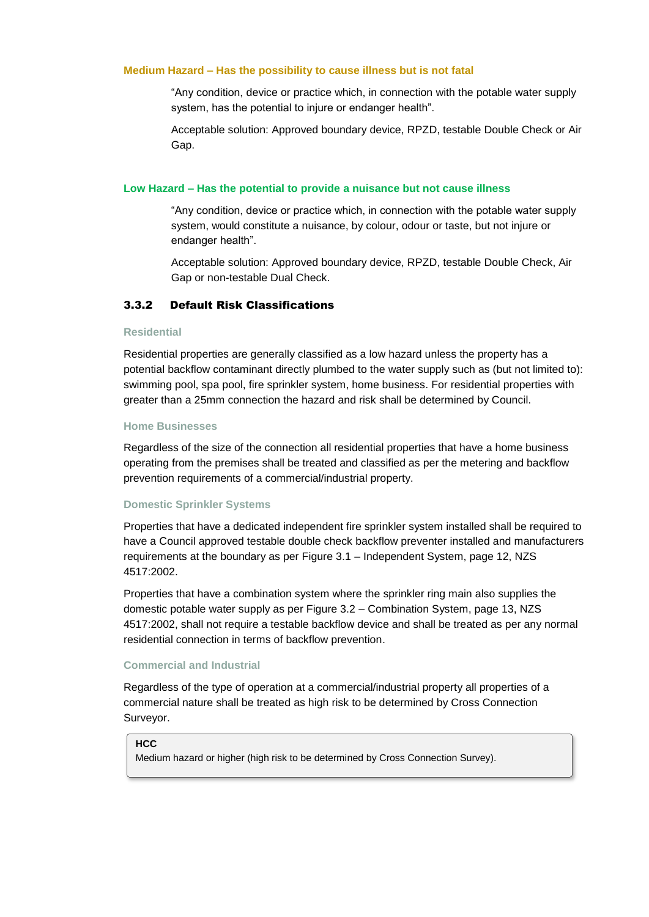#### Medium Hazard – Has the possibility to cause illness but is not fatal

"Any condition, device or practice which, in connection with the potable water supply system, has the potential to injure or endanger health".

Acceptable solution: Approved boundary device, RPZD, testable Double Check or Air Gap.

#### Low Hazard – Has the potential to provide a nuisance but not cause illness

"Any condition, device or practice which, in connection with the potable water supply system, would constitute a nuisance, by colour, odour or taste, but not injure or endanger health".

Acceptable solution: Approved boundary device, RPZD, testable Double Check, Air Gap or non-testable Dual Check.

### 3.3.2 Default Risk Classifications

#### Residential

Residential properties are generally classified as a low hazard unless the property has a potential backflow contaminant directly plumbed to the water supply such as (but not limited to): swimming pool, spa pool, fire sprinkler system, home business. For residential properties with greater than a 25mm connection the hazard and risk shall be determined by Council.

#### Home Businesses

Regardless of the size of the connection all residential properties that have a home business operating from the premises shall be treated and classified as per the metering and backflow prevention requirements of a commercial/industrial property.

#### Domestic Sprinkler Systems

Properties that have a dedicated independent fire sprinkler system installed shall be required to have a Council approved testable double check backflow preventer installed and manufacturers requirements at the boundary as per Figure 3.1 – Independent System, page 12, NZS 4517:2002.

Properties that have a combination system where the sprinkler ring main also supplies the domestic potable water supply as per Figure 3.2 – Combination System, page 13, NZS 4517:2002, shall not require a testable backflow device and shall be treated as per any normal residential connection in terms of backflow prevention.

#### Commercial and Industrial

Regardless of the type of operation at a commercial/industrial property all properties of a commercial nature shall be treated as high risk to be determined by Cross Connection Surveyor.

> **HCC**
> Medium hazard or higher (high risk to be determined by Cross Connection Survey).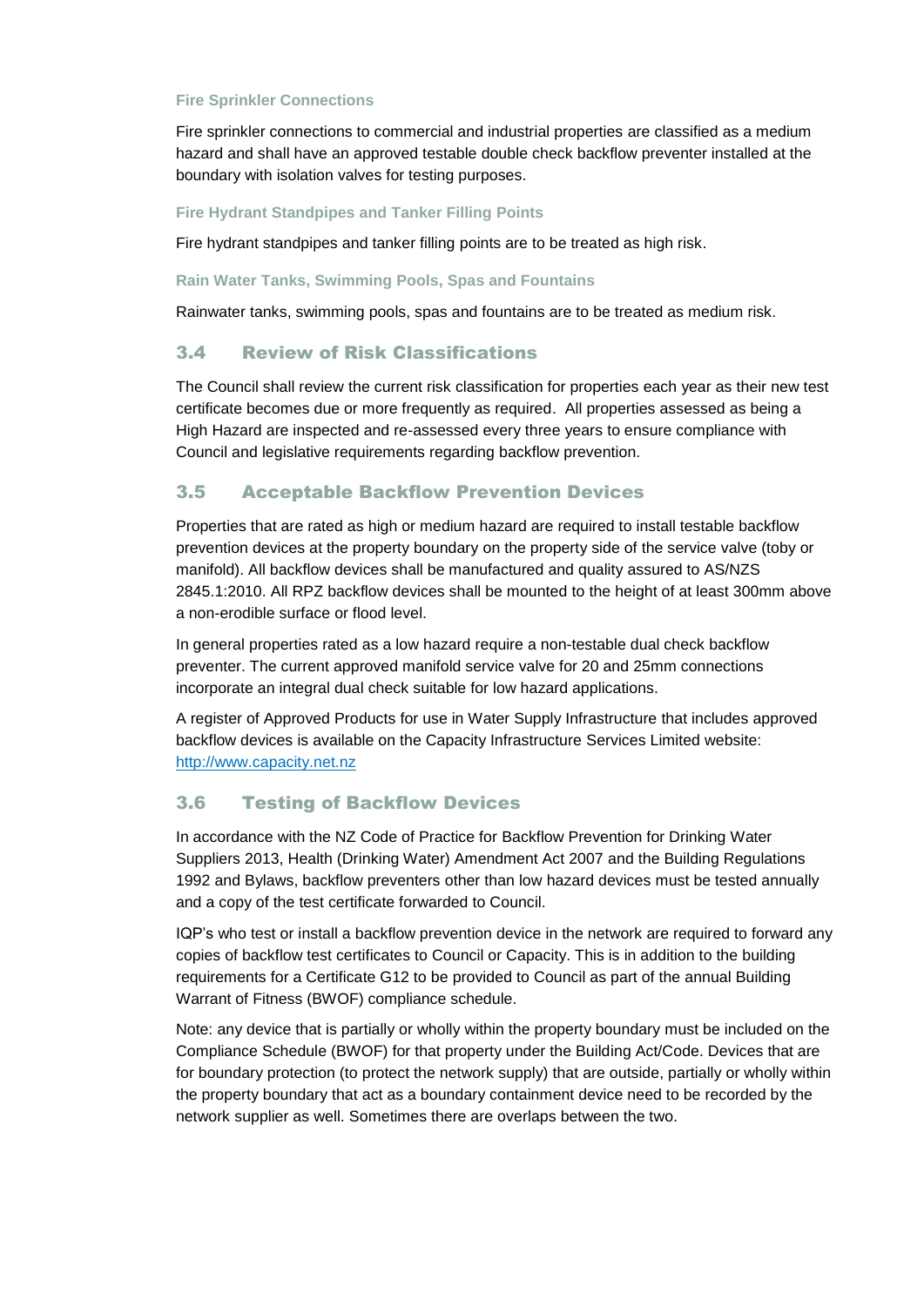#### Fire Sprinkler Connections

Fire sprinkler connections to commercial and industrial properties are classified as a medium hazard and shall have an approved testable double check backflow preventer installed at the boundary with isolation valves for testing purposes.

#### Fire Hydrant Standpipes and Tanker Filling Points

Fire hydrant standpipes and tanker filling points are to be treated as high risk.

#### Rain Water Tanks, Swimming Pools, Spas and Fountains

Rainwater tanks, swimming pools, spas and fountains are to be treated as medium risk.

## 3.4 Review of Risk Classifications

The Council shall review the current risk classification for properties each year as their new test certificate becomes due or more frequently as required. All properties assessed as being a High Hazard are inspected and re-assessed every three years to ensure compliance with Council and legislative requirements regarding backflow prevention.

## 3.5 Acceptable Backflow Prevention Devices

Properties that are rated as high or medium hazard are required to install testable backflow prevention devices at the property boundary on the property side of the service valve (toby or manifold). All backflow devices shall be manufactured and quality assured to AS/NZS 2845.1:2010. All RPZ backflow devices shall be mounted to the height of at least 300mm above a non-erodible surface or flood level.

In general properties rated as a low hazard require a non-testable dual check backflow preventer. The current approved manifold service valve for 20 and 25mm connections incorporate an integral dual check suitable for low hazard applications.

A register of Approved Products for use in Water Supply Infrastructure that includes approved backflow devices is available on the Capacity Infrastructure Services Limited website: http://www.capacity.net.nz

## 3.6 Testing of Backflow Devices

In accordance with the NZ Code of Practice for Backflow Prevention for Drinking Water Suppliers 2013, Health (Drinking Water) Amendment Act 2007 and the Building Regulations 1992 and Bylaws, backflow preventers other than low hazard devices must be tested annually and a copy of the test certificate forwarded to Council.

IQP's who test or install a backflow prevention device in the network are required to forward any copies of backflow test certificates to Council or Capacity. This is in addition to the building requirements for a Certificate G12 to be provided to Council as part of the annual Building Warrant of Fitness (BWOF) compliance schedule.

Note: any device that is partially or wholly within the property boundary must be included on the Compliance Schedule (BWOF) for that property under the Building Act/Code. Devices that are for boundary protection (to protect the network supply) that are outside, partially or wholly within the property boundary that act as a boundary containment device need to be recorded by the network supplier as well. Sometimes there are overlaps between the two.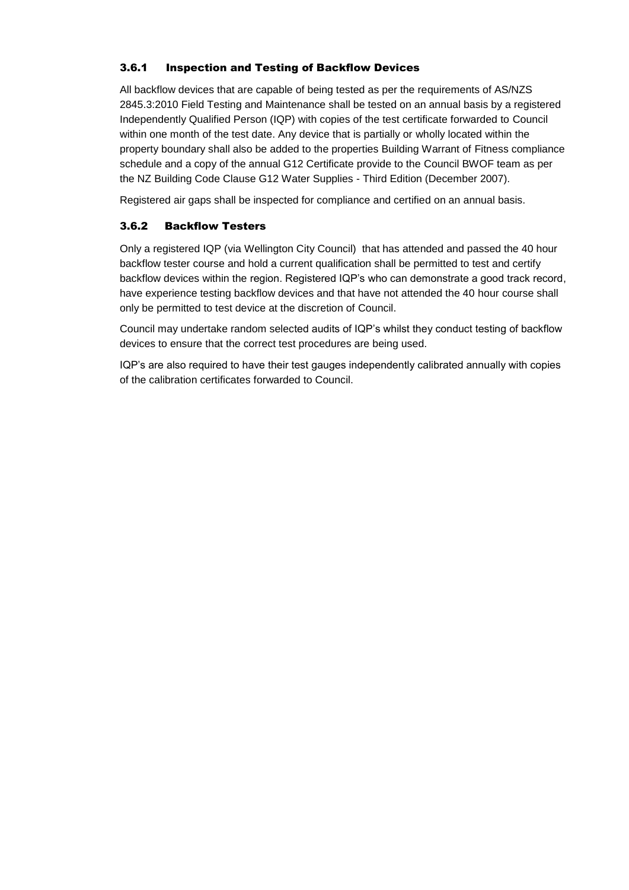### 3.6.1 Inspection and Testing of Backflow Devices

All backflow devices that are capable of being tested as per the requirements of AS/NZS 2845.3:2010 Field Testing and Maintenance shall be tested on an annual basis by a registered Independently Qualified Person (IQP) with copies of the test certificate forwarded to Council within one month of the test date. Any device that is partially or wholly located within the property boundary shall also be added to the properties Building Warrant of Fitness compliance schedule and a copy of the annual G12 Certificate provide to the Council BWOF team as per the NZ Building Code Clause G12 Water Supplies - Third Edition (December 2007).

Registered air gaps shall be inspected for compliance and certified on an annual basis.

### 3.6.2 Backflow Testers

Only a registered IQP (via Wellington City Council) that has attended and passed the 40 hour backflow tester course and hold a current qualification shall be permitted to test and certify backflow devices within the region. Registered IQP's who can demonstrate a good track record, have experience testing backflow devices and that have not attended the 40 hour course shall only be permitted to test device at the discretion of Council.

Council may undertake random selected audits of IQP's whilst they conduct testing of backflow devices to ensure that the correct test procedures are being used.

IQP's are also required to have their test gauges independently calibrated annually with copies of the calibration certificates forwarded to Council.